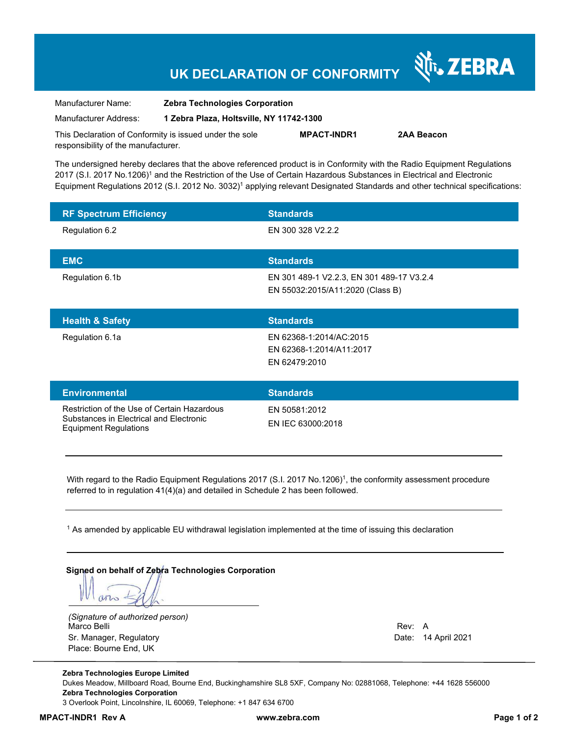# UK DECLARATION OF CONFORMITY

ZEBRA

Manufacturer Name: **Zebra Technologies Corporation**

Manufacturer Address: **1 Zebra Plaza, Holtsville, NY 11742-1300**

This Declaration of Conformity is issued under the sole responsibility of the manufacturer. **MPACT-INDR1** **2AA Beacon**

The undersigned hereby declares that the above referenced product is in Conformity with the Radio Equipment Regulations 2017 (S.I. 2017 No.1206)[1] and the Restriction of the Use of Certain Hazardous Substances in Electrical and Electronic Equipment Regulations 2012 (S.I. 2012 No. 3032)[1] applying relevant Designated Standards and other technical specifications:

| RF Spectrum Efficiency | Standards |
|---|---|
| Regulation 6.2 | EN 300 328 V2.2.2 |

| EMC | Standards |
|---|---|
| Regulation 6.1b | EN 301 489-1 V2.2.3, EN 301 489-17 V3.2.4<br>EN 55032:2015/A11:2020 (Class B) |

| Health & Safety | Standards |
|---|---|
| Regulation 6.1a | EN 62368-1:2014/AC:2015<br>EN 62368-1:2014/A11:2017<br>EN 62479:2010 |

| Environmental | Standards |
|---|---|
| Restriction of the Use of Certain Hazardous Substances in Electrical and Electronic Equipment Regulations | EN 50581:2012<br>EN IEC 63000:2018 |

---

With regard to the Radio Equipment Regulations 2017 (S.I. 2017 No.1206)[1], the conformity assessment procedure referred to in regulation 41(4)(a) and detailed in Schedule 2 has been followed.

---

[1] As amended by applicable EU withdrawal legislation implemented at the time of issuing this declaration

---

**Signed on behalf of Zebra Technologies Corporation**

*(Signature of authorized person)*
Marco Belli
Sr. Manager, Regulatory
Place: Bourne End, UK

Rev: A
Date: 14 April 2021

**Zebra Technologies Europe Limited**
Dukes Meadow, Millboard Road, Bourne End, Buckinghamshire SL8 5XF, Company No: 02881068, Telephone: +44 1628 556000
**Zebra Technologies Corporation**
3 Overlook Point, Lincolnshire, IL 60069, Telephone: +1 847 634 6700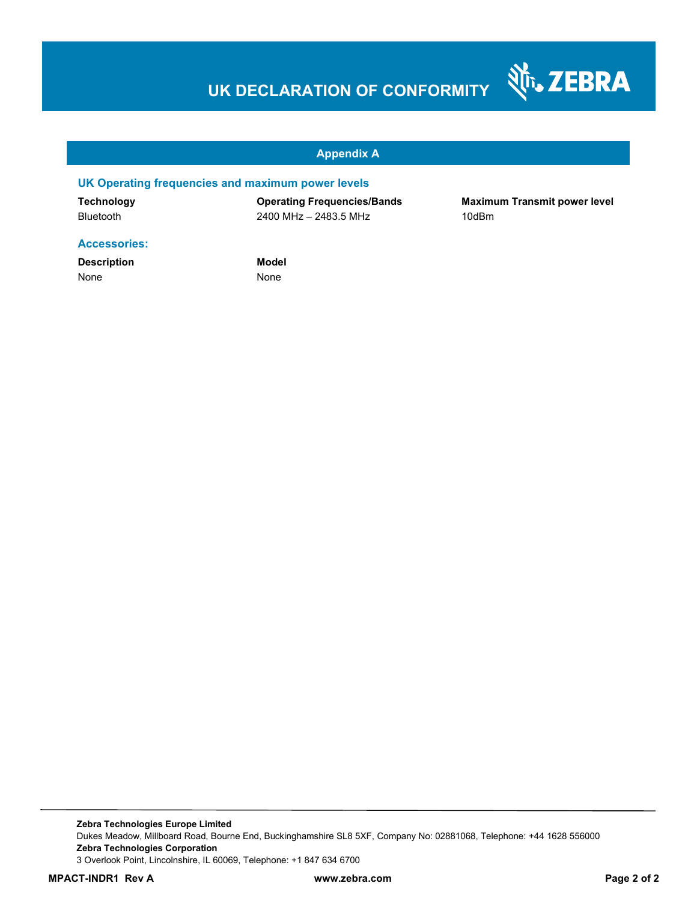# UK DECLARATION OF CONFORMITY

## Appendix A

### UK Operating frequencies and maximum power levels

| Technology | Operating Frequencies/Bands | Maximum Transmit power level |
|---|---|---|
| Bluetooth | 2400 MHz – 2483.5 MHz | 10dBm |

### Accessories:

| Description | Model |
|---|---|
| None | None |

**Zebra Technologies Europe Limited**
Dukes Meadow, Millboard Road, Bourne End, Buckinghamshire SL8 5XF, Company No: 02881068, Telephone: +44 1628 556000
**Zebra Technologies Corporation**
3 Overlook Point, Lincolnshire, IL 60069, Telephone: +1 847 634 6700

**MPACT-INDR1 Rev A** **www.zebra.com**